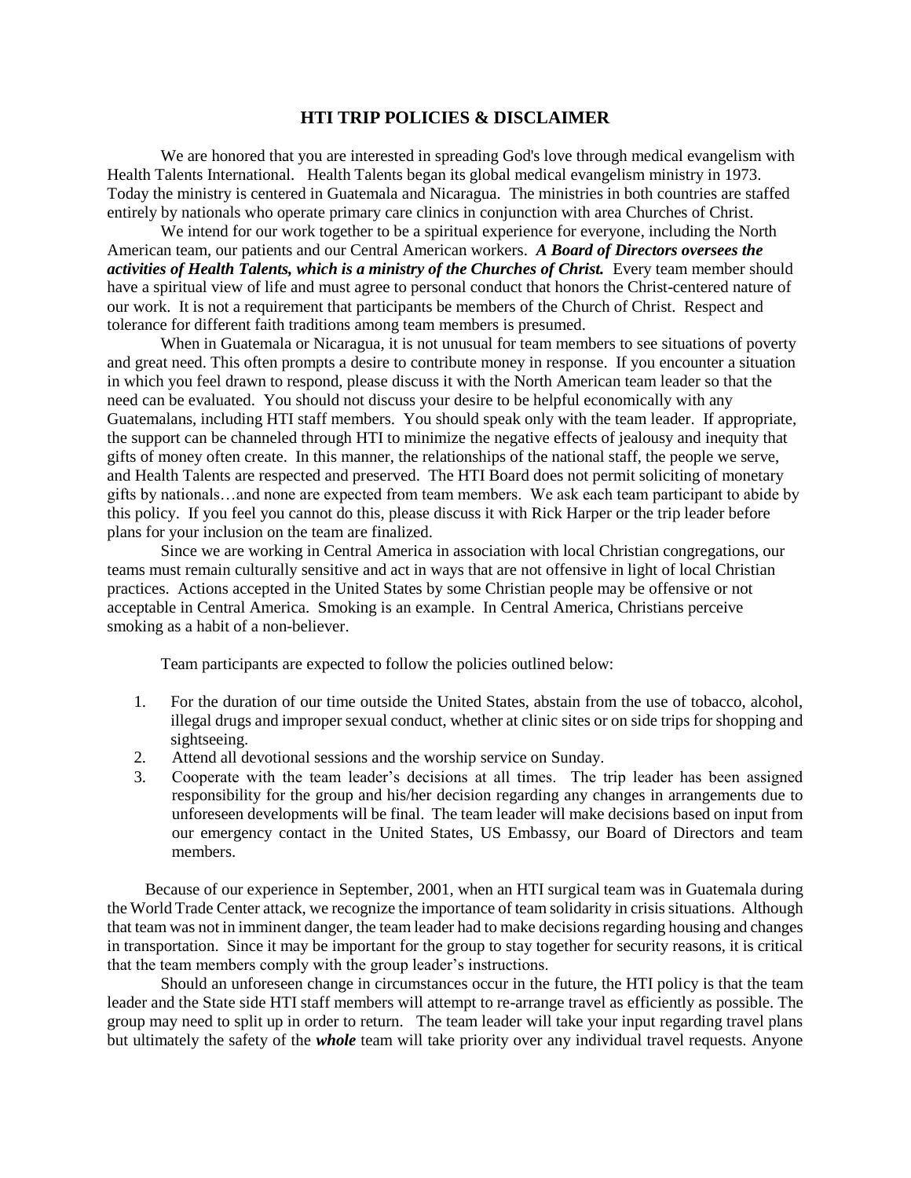## HTI TRIP POLICIES & DISCLAIMER

We are honored that you are interested in spreading God's love through medical evangelism with Health Talents International. Health Talents began its global medical evangelism ministry in 1973. Today the ministry is centered in Guatemala and Nicaragua. The ministries in both countries are staffed entirely by nationals who operate primary care clinics in conjunction with area Churches of Christ.

We intend for our work together to be a spiritual experience for everyone, including the North American team, our patients and our Central American workers. ***A Board of Directors oversees the activities of Health Talents, which is a ministry of the Churches of Christ.*** Every team member should have a spiritual view of life and must agree to personal conduct that honors the Christ-centered nature of our work. It is not a requirement that participants be members of the Church of Christ. Respect and tolerance for different faith traditions among team members is presumed.

When in Guatemala or Nicaragua, it is not unusual for team members to see situations of poverty and great need. This often prompts a desire to contribute money in response. If you encounter a situation in which you feel drawn to respond, please discuss it with the North American team leader so that the need can be evaluated. You should not discuss your desire to be helpful economically with any Guatemalans, including HTI staff members. You should speak only with the team leader. If appropriate, the support can be channeled through HTI to minimize the negative effects of jealousy and inequity that gifts of money often create. In this manner, the relationships of the national staff, the people we serve, and Health Talents are respected and preserved. The HTI Board does not permit soliciting of monetary gifts by nationals…and none are expected from team members. We ask each team participant to abide by this policy. If you feel you cannot do this, please discuss it with Rick Harper or the trip leader before plans for your inclusion on the team are finalized.

Since we are working in Central America in association with local Christian congregations, our teams must remain culturally sensitive and act in ways that are not offensive in light of local Christian practices. Actions accepted in the United States by some Christian people may be offensive or not acceptable in Central America. Smoking is an example. In Central America, Christians perceive smoking as a habit of a non-believer.

Team participants are expected to follow the policies outlined below:

1. For the duration of our time outside the United States, abstain from the use of tobacco, alcohol, illegal drugs and improper sexual conduct, whether at clinic sites or on side trips for shopping and sightseeing.
2. Attend all devotional sessions and the worship service on Sunday.
3. Cooperate with the team leader's decisions at all times. The trip leader has been assigned responsibility for the group and his/her decision regarding any changes in arrangements due to unforeseen developments will be final. The team leader will make decisions based on input from our emergency contact in the United States, US Embassy, our Board of Directors and team members.

Because of our experience in September, 2001, when an HTI surgical team was in Guatemala during the World Trade Center attack, we recognize the importance of team solidarity in crisis situations. Although that team was not in imminent danger, the team leader had to make decisions regarding housing and changes in transportation. Since it may be important for the group to stay together for security reasons, it is critical that the team members comply with the group leader's instructions.

Should an unforeseen change in circumstances occur in the future, the HTI policy is that the team leader and the State side HTI staff members will attempt to re-arrange travel as efficiently as possible. The group may need to split up in order to return. The team leader will take your input regarding travel plans but ultimately the safety of the ***whole*** team will take priority over any individual travel requests. Anyone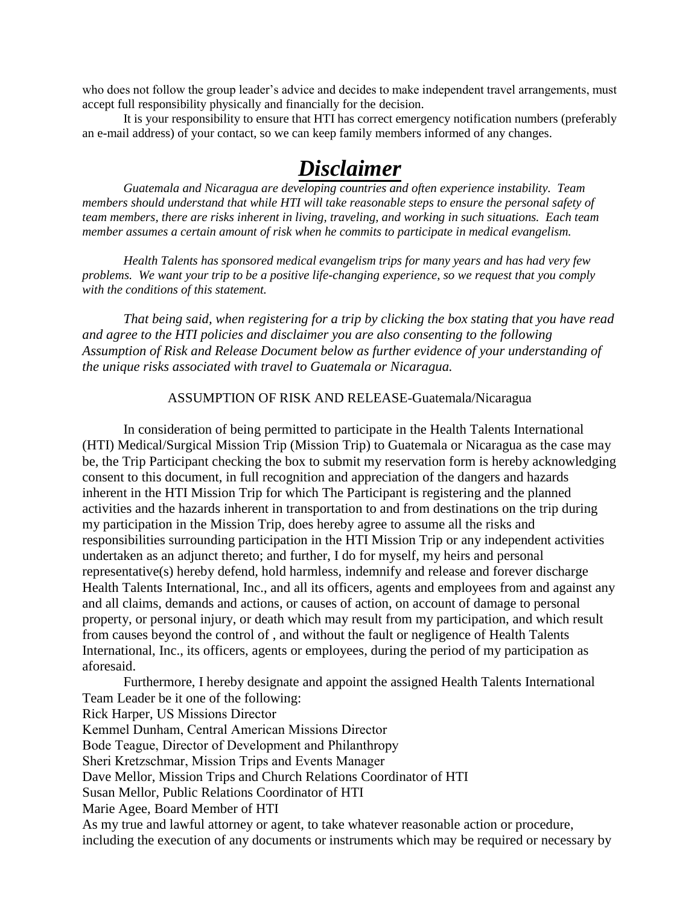who does not follow the group leader's advice and decides to make independent travel arrangements, must accept full responsibility physically and financially for the decision.

It is your responsibility to ensure that HTI has correct emergency notification numbers (preferably an e-mail address) of your contact, so we can keep family members informed of any changes.

# ***Disclaimer***

*Guatemala and Nicaragua are developing countries and often experience instability. Team members should understand that while HTI will take reasonable steps to ensure the personal safety of team members, there are risks inherent in living, traveling, and working in such situations. Each team member assumes a certain amount of risk when he commits to participate in medical evangelism.*

*Health Talents has sponsored medical evangelism trips for many years and has had very few problems. We want your trip to be a positive life-changing experience, so we request that you comply with the conditions of this statement.*

*That being said, when registering for a trip by clicking the box stating that you have read and agree to the HTI policies and disclaimer you are also consenting to the following Assumption of Risk and Release Document below as further evidence of your understanding of the unique risks associated with travel to Guatemala or Nicaragua.*

ASSUMPTION OF RISK AND RELEASE-Guatemala/Nicaragua

In consideration of being permitted to participate in the Health Talents International (HTI) Medical/Surgical Mission Trip (Mission Trip) to Guatemala or Nicaragua as the case may be, the Trip Participant checking the box to submit my reservation form is hereby acknowledging consent to this document, in full recognition and appreciation of the dangers and hazards inherent in the HTI Mission Trip for which The Participant is registering and the planned activities and the hazards inherent in transportation to and from destinations on the trip during my participation in the Mission Trip, does hereby agree to assume all the risks and responsibilities surrounding participation in the HTI Mission Trip or any independent activities undertaken as an adjunct thereto; and further, I do for myself, my heirs and personal representative(s) hereby defend, hold harmless, indemnify and release and forever discharge Health Talents International, Inc., and all its officers, agents and employees from and against any and all claims, demands and actions, or causes of action, on account of damage to personal property, or personal injury, or death which may result from my participation, and which result from causes beyond the control of , and without the fault or negligence of Health Talents International, Inc., its officers, agents or employees, during the period of my participation as aforesaid.

Furthermore, I hereby designate and appoint the assigned Health Talents International Team Leader be it one of the following:
Rick Harper, US Missions Director
Kemmel Dunham, Central American Missions Director
Bode Teague, Director of Development and Philanthropy
Sheri Kretzschmar, Mission Trips and Events Manager
Dave Mellor, Mission Trips and Church Relations Coordinator of HTI
Susan Mellor, Public Relations Coordinator of HTI
Marie Agee, Board Member of HTI
As my true and lawful attorney or agent, to take whatever reasonable action or procedure, including the execution of any documents or instruments which may be required or necessary by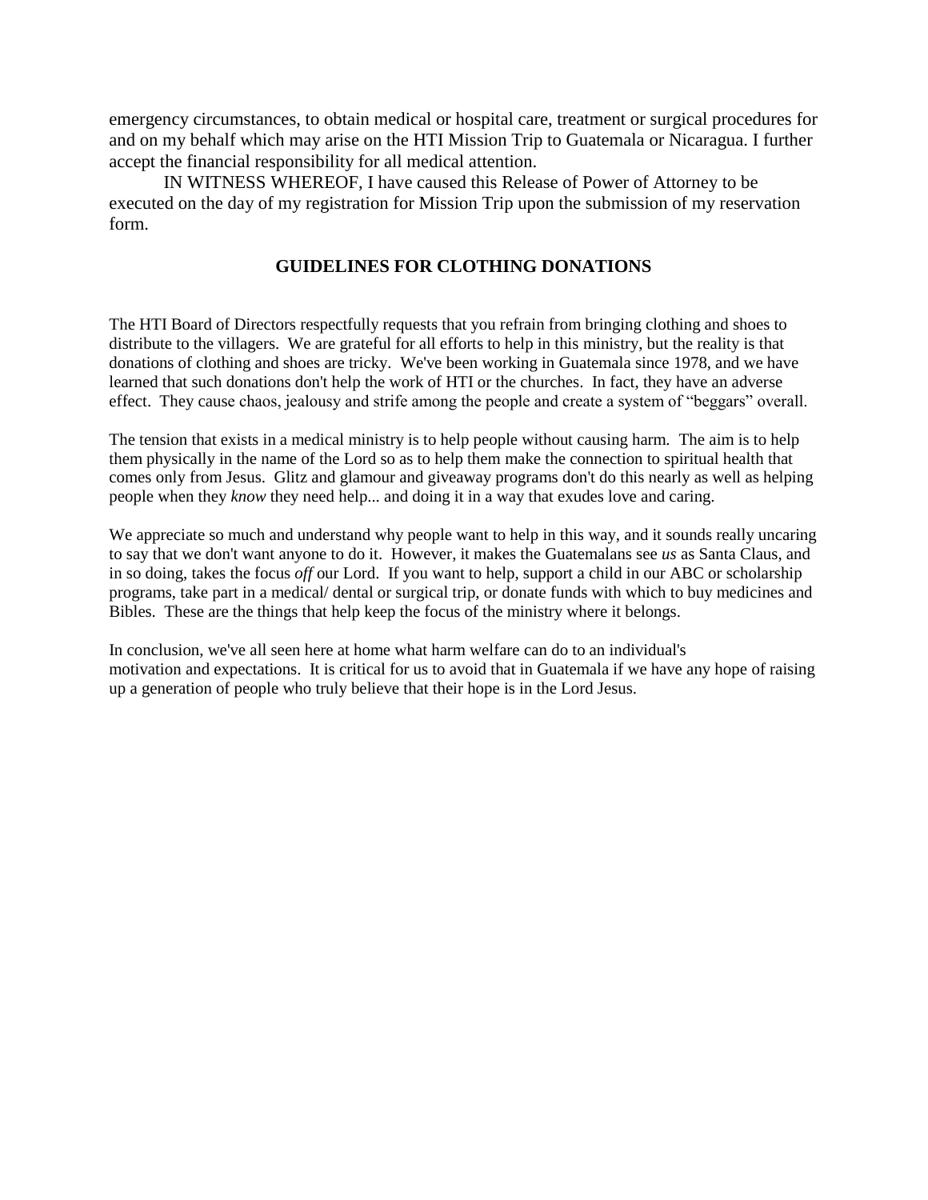emergency circumstances, to obtain medical or hospital care, treatment or surgical procedures for and on my behalf which may arise on the HTI Mission Trip to Guatemala or Nicaragua. I further accept the financial responsibility for all medical attention.

IN WITNESS WHEREOF, I have caused this Release of Power of Attorney to be executed on the day of my registration for Mission Trip upon the submission of my reservation form.

## GUIDELINES FOR CLOTHING DONATIONS

The HTI Board of Directors respectfully requests that you refrain from bringing clothing and shoes to distribute to the villagers. We are grateful for all efforts to help in this ministry, but the reality is that donations of clothing and shoes are tricky. We've been working in Guatemala since 1978, and we have learned that such donations don't help the work of HTI or the churches. In fact, they have an adverse effect. They cause chaos, jealousy and strife among the people and create a system of "beggars" overall.

The tension that exists in a medical ministry is to help people without causing harm. The aim is to help them physically in the name of the Lord so as to help them make the connection to spiritual health that comes only from Jesus. Glitz and glamour and giveaway programs don't do this nearly as well as helping people when they *know* they need help... and doing it in a way that exudes love and caring.

We appreciate so much and understand why people want to help in this way, and it sounds really uncaring to say that we don't want anyone to do it. However, it makes the Guatemalans see *us* as Santa Claus, and in so doing, takes the focus *off* our Lord. If you want to help, support a child in our ABC or scholarship programs, take part in a medical/ dental or surgical trip, or donate funds with which to buy medicines and Bibles. These are the things that help keep the focus of the ministry where it belongs.

In conclusion, we've all seen here at home what harm welfare can do to an individual's motivation and expectations. It is critical for us to avoid that in Guatemala if we have any hope of raising up a generation of people who truly believe that their hope is in the Lord Jesus.